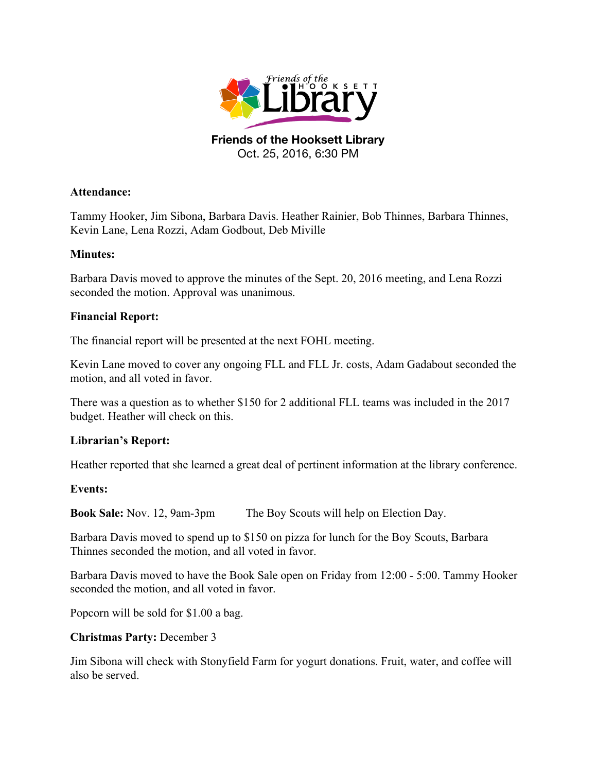# Friends of the Hooksett Library

Oct. 25, 2016, 6:30 PM

**Attendance:**

Tammy Hooker, Jim Sibona, Barbara Davis. Heather Rainier, Bob Thinnes, Barbara Thinnes, Kevin Lane, Lena Rozzi, Adam Godbout, Deb Miville

**Minutes:**

Barbara Davis moved to approve the minutes of the Sept. 20, 2016 meeting, and Lena Rozzi seconded the motion. Approval was unanimous.

**Financial Report:**

The financial report will be presented at the next FOHL meeting.

Kevin Lane moved to cover any ongoing FLL and FLL Jr. costs, Adam Gadabout seconded the motion, and all voted in favor.

There was a question as to whether $150 for 2 additional FLL teams was included in the 2017 budget. Heather will check on this.

**Librarian's Report:**

Heather reported that she learned a great deal of pertinent information at the library conference.

**Events:**

**Book Sale:** Nov. 12, 9am-3pm     The Boy Scouts will help on Election Day.

Barbara Davis moved to spend up to $150 on pizza for lunch for the Boy Scouts, Barbara Thinnes seconded the motion, and all voted in favor.

Barbara Davis moved to have the Book Sale open on Friday from 12:00 - 5:00. Tammy Hooker seconded the motion, and all voted in favor.

Popcorn will be sold for $1.00 a bag.

**Christmas Party:** December 3

Jim Sibona will check with Stonyfield Farm for yogurt donations. Fruit, water, and coffee will also be served.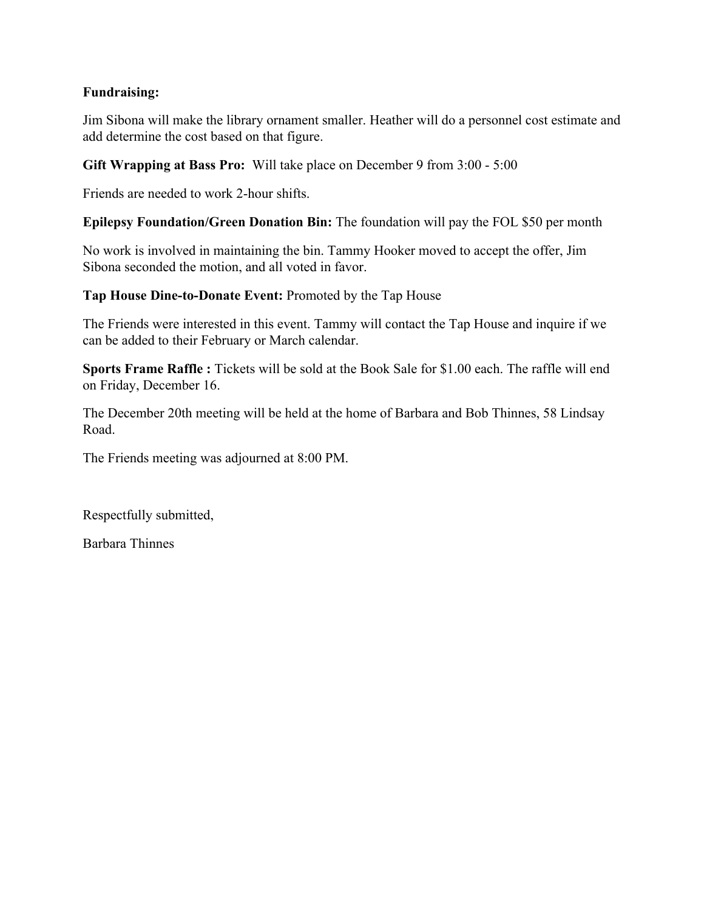**Fundraising:**

Jim Sibona will make the library ornament smaller. Heather will do a personnel cost estimate and add determine the cost based on that figure.

**Gift Wrapping at Bass Pro:** Will take place on December 9 from 3:00 - 5:00

Friends are needed to work 2-hour shifts.

**Epilepsy Foundation/Green Donation Bin:** The foundation will pay the FOL $50 per month

No work is involved in maintaining the bin. Tammy Hooker moved to accept the offer, Jim Sibona seconded the motion, and all voted in favor.

**Tap House Dine-to-Donate Event:** Promoted by the Tap House

The Friends were interested in this event. Tammy will contact the Tap House and inquire if we can be added to their February or March calendar.

**Sports Frame Raffle :** Tickets will be sold at the Book Sale for $1.00 each. The raffle will end on Friday, December 16.

The December 20th meeting will be held at the home of Barbara and Bob Thinnes, 58 Lindsay Road.

The Friends meeting was adjourned at 8:00 PM.

Respectfully submitted,

Barbara Thinnes